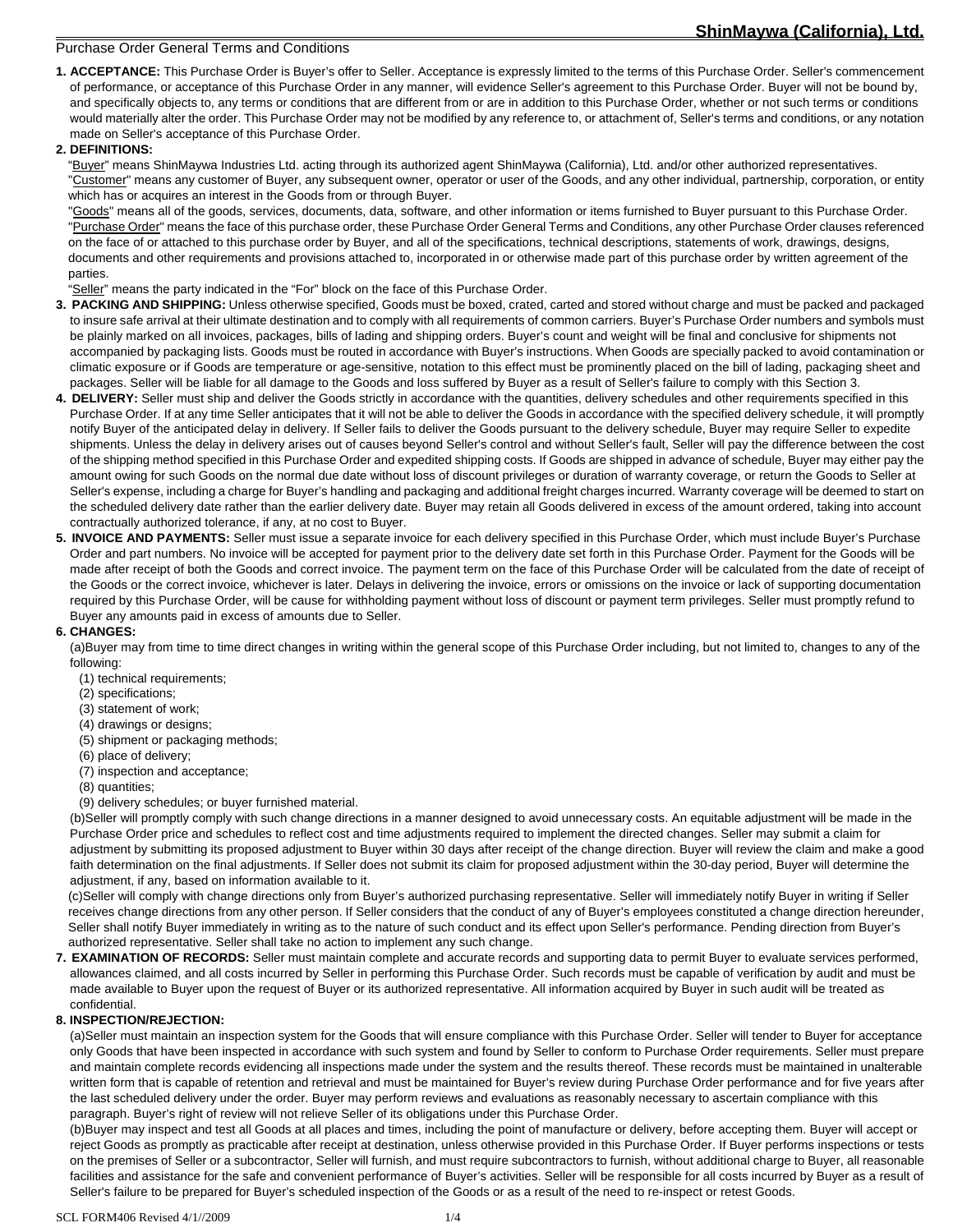# ShinMaywa (California), Ltd.

## Purchase Order General Terms and Conditions

**1. ACCEPTANCE:** This Purchase Order is Buyer's offer to Seller. Acceptance is expressly limited to the terms of this Purchase Order. Seller's commencement of performance, or acceptance of this Purchase Order in any manner, will evidence Seller's agreement to this Purchase Order. Buyer will not be bound by, and specifically objects to, any terms or conditions that are different from or are in addition to this Purchase Order, whether or not such terms or conditions would materially alter the order. This Purchase Order may not be modified by any reference to, or attachment of, Seller's terms and conditions, or any notation made on Seller's acceptance of this Purchase Order.

**2. DEFINITIONS:**

"Buyer" means ShinMaywa Industries Ltd. acting through its authorized agent ShinMaywa (California), Ltd. and/or other authorized representatives.

"Customer" means any customer of Buyer, any subsequent owner, operator or user of the Goods, and any other individual, partnership, corporation, or entity which has or acquires an interest in the Goods from or through Buyer.

"Goods" means all of the goods, services, documents, data, software, and other information or items furnished to Buyer pursuant to this Purchase Order.

"Purchase Order" means the face of this purchase order, these Purchase Order General Terms and Conditions, any other Purchase Order clauses referenced on the face of or attached to this purchase order by Buyer, and all of the specifications, technical descriptions, statements of work, drawings, designs, documents and other requirements and provisions attached to, incorporated in or otherwise made part of this purchase order by written agreement of the parties.

"Seller" means the party indicated in the "For" block on the face of this Purchase Order.

**3. PACKING AND SHIPPING:** Unless otherwise specified, Goods must be boxed, crated, carted and stored without charge and must be packed and packaged to insure safe arrival at their ultimate destination and to comply with all requirements of common carriers. Buyer's Purchase Order numbers and symbols must be plainly marked on all invoices, packages, bills of lading and shipping orders. Buyer's count and weight will be final and conclusive for shipments not accompanied by packaging lists. Goods must be routed in accordance with Buyer's instructions. When Goods are specially packed to avoid contamination or climatic exposure or if Goods are temperature or age-sensitive, notation to this effect must be prominently placed on the bill of lading, packaging sheet and packages. Seller will be liable for all damage to the Goods and loss suffered by Buyer as a result of Seller's failure to comply with this Section 3.

**4. DELIVERY:** Seller must ship and deliver the Goods strictly in accordance with the quantities, delivery schedules and other requirements specified in this Purchase Order. If at any time Seller anticipates that it will not be able to deliver the Goods in accordance with the specified delivery schedule, it will promptly notify Buyer of the anticipated delay in delivery. If Seller fails to deliver the Goods pursuant to the delivery schedule, Buyer may require Seller to expedite shipments. Unless the delay in delivery arises out of causes beyond Seller's control and without Seller's fault, Seller will pay the difference between the cost of the shipping method specified in this Purchase Order and expedited shipping costs. If Goods are shipped in advance of schedule, Buyer may either pay the amount owing for such Goods on the normal due date without loss of discount privileges or duration of warranty coverage, or return the Goods to Seller at Seller's expense, including a charge for Buyer's handling and packaging and additional freight charges incurred. Warranty coverage will be deemed to start on the scheduled delivery date rather than the earlier delivery date. Buyer may retain all Goods delivered in excess of the amount ordered, taking into account contractually authorized tolerance, if any, at no cost to Buyer.

**5. INVOICE AND PAYMENTS:** Seller must issue a separate invoice for each delivery specified in this Purchase Order, which must include Buyer's Purchase Order and part numbers. No invoice will be accepted for payment prior to the delivery date set forth in this Purchase Order. Payment for the Goods will be made after receipt of both the Goods and correct invoice. The payment term on the face of this Purchase Order will be calculated from the date of receipt of the Goods or the correct invoice, whichever is later. Delays in delivering the invoice, errors or omissions on the invoice or lack of supporting documentation required by this Purchase Order, will be cause for withholding payment without loss of discount or payment term privileges. Seller must promptly refund to Buyer any amounts paid in excess of amounts due to Seller.

**6. CHANGES:**

(a)Buyer may from time to time direct changes in writing within the general scope of this Purchase Order including, but not limited to, changes to any of the following:

(1) technical requirements;
(2) specifications;
(3) statement of work;
(4) drawings or designs;
(5) shipment or packaging methods;
(6) place of delivery;
(7) inspection and acceptance;
(8) quantities;
(9) delivery schedules; or buyer furnished material.

(b)Seller will promptly comply with such change directions in a manner designed to avoid unnecessary costs. An equitable adjustment will be made in the Purchase Order price and schedules to reflect cost and time adjustments required to implement the directed changes. Seller may submit a claim for adjustment by submitting its proposed adjustment to Buyer within 30 days after receipt of the change direction. Buyer will review the claim and make a good faith determination on the final adjustments. If Seller does not submit its claim for proposed adjustment within the 30-day period, Buyer will determine the adjustment, if any, based on information available to it.

(c)Seller will comply with change directions only from Buyer's authorized purchasing representative. Seller will immediately notify Buyer in writing if Seller receives change directions from any other person. If Seller considers that the conduct of any of Buyer's employees constituted a change direction hereunder, Seller shall notify Buyer immediately in writing as to the nature of such conduct and its effect upon Seller's performance. Pending direction from Buyer's authorized representative. Seller shall take no action to implement any such change.

**7. EXAMINATION OF RECORDS:** Seller must maintain complete and accurate records and supporting data to permit Buyer to evaluate services performed, allowances claimed, and all costs incurred by Seller in performing this Purchase Order. Such records must be capable of verification by audit and must be made available to Buyer upon the request of Buyer or its authorized representative. All information acquired by Buyer in such audit will be treated as confidential.

**8. INSPECTION/REJECTION:**

(a)Seller must maintain an inspection system for the Goods that will ensure compliance with this Purchase Order. Seller will tender to Buyer for acceptance only Goods that have been inspected in accordance with such system and found by Seller to conform to Purchase Order requirements. Seller must prepare and maintain complete records evidencing all inspections made under the system and the results thereof. These records must be maintained in unalterable written form that is capable of retention and retrieval and must be maintained for Buyer's review during Purchase Order performance and for five years after the last scheduled delivery under the order. Buyer may perform reviews and evaluations as reasonably necessary to ascertain compliance with this paragraph. Buyer's right of review will not relieve Seller of its obligations under this Purchase Order.

(b)Buyer may inspect and test all Goods at all places and times, including the point of manufacture or delivery, before accepting them. Buyer will accept or reject Goods as promptly as practicable after receipt at destination, unless otherwise provided in this Purchase Order. If Buyer performs inspections or tests on the premises of Seller or a subcontractor, Seller will furnish, and must require subcontractors to furnish, without additional charge to Buyer, all reasonable facilities and assistance for the safe and convenient performance of Buyer's activities. Seller will be responsible for all costs incurred by Buyer as a result of Seller's failure to be prepared for Buyer's scheduled inspection of the Goods or as a result of the need to re-inspect or retest Goods.

SCL FORM406 Revised 4/1//2009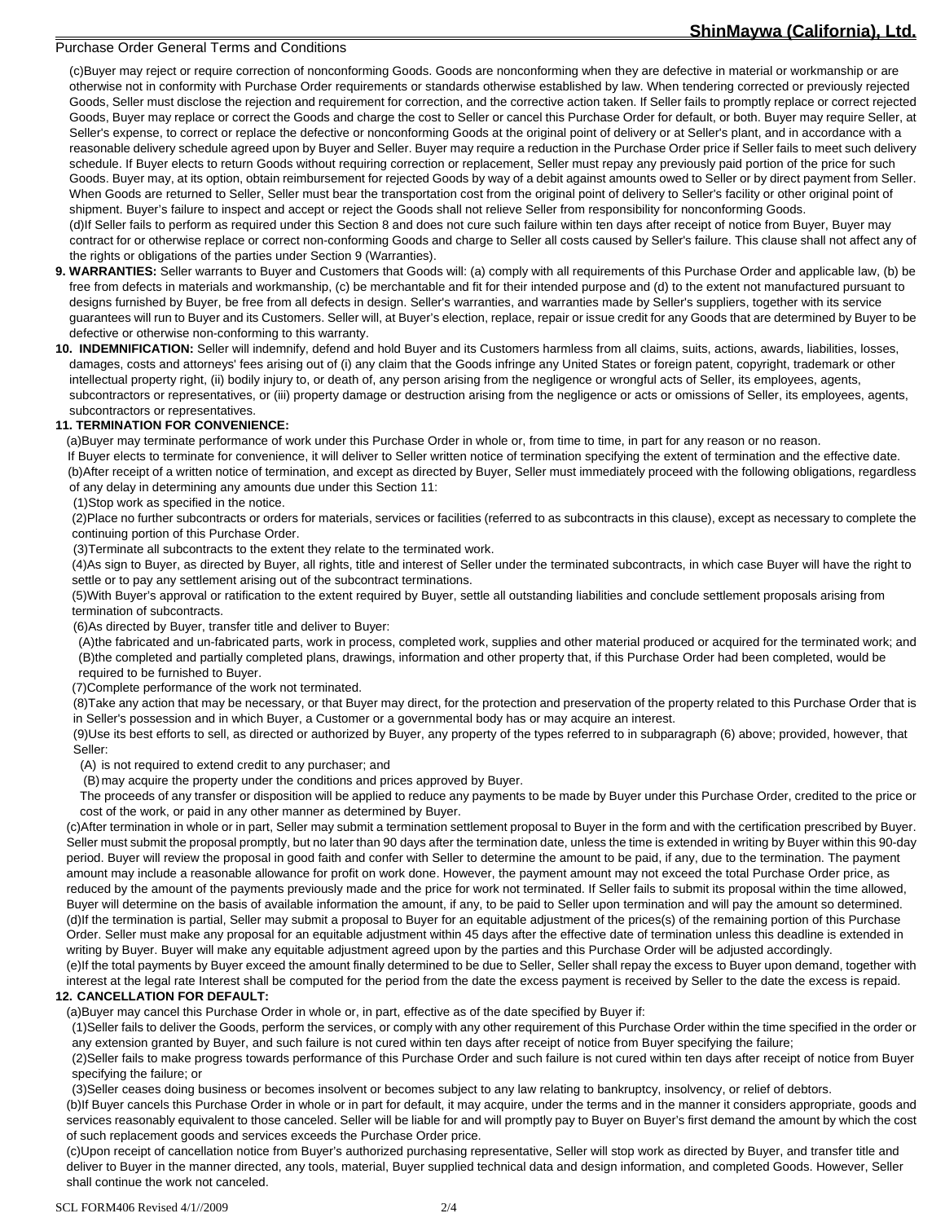(c)Buyer may reject or require correction of nonconforming Goods. Goods are nonconforming when they are defective in material or workmanship or are otherwise not in conformity with Purchase Order requirements or standards otherwise established by law. When tendering corrected or previously rejected Goods, Seller must disclose the rejection and requirement for correction, and the corrective action taken. If Seller fails to promptly replace or correct rejected Goods, Buyer may replace or correct the Goods and charge the cost to Seller or cancel this Purchase Order for default, or both. Buyer may require Seller, at Seller's expense, to correct or replace the defective or nonconforming Goods at the original point of delivery or at Seller's plant, and in accordance with a reasonable delivery schedule agreed upon by Buyer and Seller. Buyer may require a reduction in the Purchase Order price if Seller fails to meet such delivery schedule. If Buyer elects to return Goods without requiring correction or replacement, Seller must repay any previously paid portion of the price for such Goods. Buyer may, at its option, obtain reimbursement for rejected Goods by way of a debit against amounts owed to Seller or by direct payment from Seller. When Goods are returned to Seller, Seller must bear the transportation cost from the original point of delivery to Seller's facility or other original point of shipment. Buyer's failure to inspect and accept or reject the Goods shall not relieve Seller from responsibility for nonconforming Goods.

(d)If Seller fails to perform as required under this Section 8 and does not cure such failure within ten days after receipt of notice from Buyer, Buyer may contract for or otherwise replace or correct non-conforming Goods and charge to Seller all costs caused by Seller's failure. This clause shall not affect any of the rights or obligations of the parties under Section 9 (Warranties).

**9. WARRANTIES:** Seller warrants to Buyer and Customers that Goods will: (a) comply with all requirements of this Purchase Order and applicable law, (b) be free from defects in materials and workmanship, (c) be merchantable and fit for their intended purpose and (d) to the extent not manufactured pursuant to designs furnished by Buyer, be free from all defects in design. Seller's warranties, and warranties made by Seller's suppliers, together with its service guarantees will run to Buyer and its Customers. Seller will, at Buyer's election, replace, repair or issue credit for any Goods that are determined by Buyer to be defective or otherwise non-conforming to this warranty.

**10. INDEMNIFICATION:** Seller will indemnify, defend and hold Buyer and its Customers harmless from all claims, suits, actions, awards, liabilities, losses, damages, costs and attorneys' fees arising out of (i) any claim that the Goods infringe any United States or foreign patent, copyright, trademark or other intellectual property right, (ii) bodily injury to, or death of, any person arising from the negligence or wrongful acts of Seller, its employees, agents, subcontractors or representatives, or (iii) property damage or destruction arising from the negligence or acts or omissions of Seller, its employees, agents, subcontractors or representatives.

**11. TERMINATION FOR CONVENIENCE:**

(a)Buyer may terminate performance of work under this Purchase Order in whole or, from time to time, in part for any reason or no reason. If Buyer elects to terminate for convenience, it will deliver to Seller written notice of termination specifying the extent of termination and the effective date.

(b)After receipt of a written notice of termination, and except as directed by Buyer, Seller must immediately proceed with the following obligations, regardless of any delay in determining any amounts due under this Section 11:

(1)Stop work as specified in the notice.

(2)Place no further subcontracts or orders for materials, services or facilities (referred to as subcontracts in this clause), except as necessary to complete the continuing portion of this Purchase Order.

(3)Terminate all subcontracts to the extent they relate to the terminated work.

(4)As sign to Buyer, as directed by Buyer, all rights, title and interest of Seller under the terminated subcontracts, in which case Buyer will have the right to settle or to pay any settlement arising out of the subcontract terminations.

(5)With Buyer's approval or ratification to the extent required by Buyer, settle all outstanding liabilities and conclude settlement proposals arising from termination of subcontracts.

(6)As directed by Buyer, transfer title and deliver to Buyer:

(A)the fabricated and un-fabricated parts, work in process, completed work, supplies and other material produced or acquired for the terminated work; and

(B)the completed and partially completed plans, drawings, information and other property that, if this Purchase Order had been completed, would be required to be furnished to Buyer.

(7)Complete performance of the work not terminated.

(8)Take any action that may be necessary, or that Buyer may direct, for the protection and preservation of the property related to this Purchase Order that is in Seller's possession and in which Buyer, a Customer or a governmental body has or may acquire an interest.

(9)Use its best efforts to sell, as directed or authorized by Buyer, any property of the types referred to in subparagraph (6) above; provided, however, that Seller:

(A) is not required to extend credit to any purchaser; and

(B) may acquire the property under the conditions and prices approved by Buyer.

The proceeds of any transfer or disposition will be applied to reduce any payments to be made by Buyer under this Purchase Order, credited to the price or cost of the work, or paid in any other manner as determined by Buyer.

(c)After termination in whole or in part, Seller may submit a termination settlement proposal to Buyer in the form and with the certification prescribed by Buyer. Seller must submit the proposal promptly, but no later than 90 days after the termination date, unless the time is extended in writing by Buyer within this 90-day period. Buyer will review the proposal in good faith and confer with Seller to determine the amount to be paid, if any, due to the termination. The payment amount may include a reasonable allowance for profit on work done. However, the payment amount may not exceed the total Purchase Order price, as reduced by the amount of the payments previously made and the price for work not terminated. If Seller fails to submit its proposal within the time allowed, Buyer will determine on the basis of available information the amount, if any, to be paid to Seller upon termination and will pay the amount so determined.

(d)If the termination is partial, Seller may submit a proposal to Buyer for an equitable adjustment of the prices(s) of the remaining portion of this Purchase Order. Seller must make any proposal for an equitable adjustment within 45 days after the effective date of termination unless this deadline is extended in writing by Buyer. Buyer will make any equitable adjustment agreed upon by the parties and this Purchase Order will be adjusted accordingly.

(e)If the total payments by Buyer exceed the amount finally determined to be due to Seller, Seller shall repay the excess to Buyer upon demand, together with interest at the legal rate Interest shall be computed for the period from the date the excess payment is received by Seller to the date the excess is repaid.

**12. CANCELLATION FOR DEFAULT:**

(a)Buyer may cancel this Purchase Order in whole or, in part, effective as of the date specified by Buyer if:

(1)Seller fails to deliver the Goods, perform the services, or comply with any other requirement of this Purchase Order within the time specified in the order or any extension granted by Buyer, and such failure is not cured within ten days after receipt of notice from Buyer specifying the failure;

(2)Seller fails to make progress towards performance of this Purchase Order and such failure is not cured within ten days after receipt of notice from Buyer specifying the failure; or

(3)Seller ceases doing business or becomes insolvent or becomes subject to any law relating to bankruptcy, insolvency, or relief of debtors.

(b)If Buyer cancels this Purchase Order in whole or in part for default, it may acquire, under the terms and in the manner it considers appropriate, goods and services reasonably equivalent to those canceled. Seller will be liable for and will promptly pay to Buyer on Buyer's first demand the amount by which the cost of such replacement goods and services exceeds the Purchase Order price.

(c)Upon receipt of cancellation notice from Buyer's authorized purchasing representative, Seller will stop work as directed by Buyer, and transfer title and deliver to Buyer in the manner directed, any tools, material, Buyer supplied technical data and design information, and completed Goods. However, Seller shall continue the work not canceled.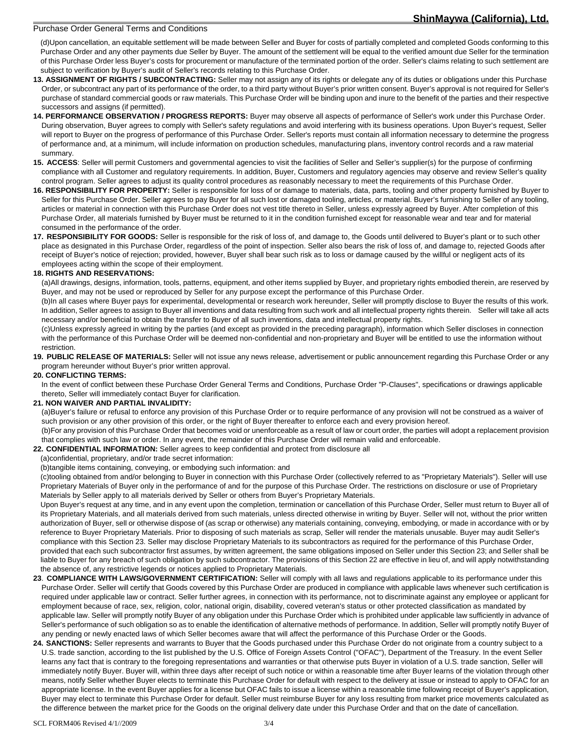(d)Upon cancellation, an equitable settlement will be made between Seller and Buyer for costs of partially completed and completed Goods conforming to this Purchase Order and any other payments due Seller by Buyer. The amount of the settlement will be equal to the verified amount due Seller for the termination of this Purchase Order less Buyer's costs for procurement or manufacture of the terminated portion of the order. Seller's claims relating to such settlement are subject to verification by Buyer's audit of Seller's records relating to this Purchase Order.

**13. ASSIGNMENT OF RIGHTS / SUBCONTRACTING:** Seller may not assign any of its rights or delegate any of its duties or obligations under this Purchase Order, or subcontract any part of its performance of the order, to a third party without Buyer's prior written consent. Buyer's approval is not required for Seller's purchase of standard commercial goods or raw materials. This Purchase Order will be binding upon and inure to the benefit of the parties and their respective successors and assigns (if permitted).

**14. PERFORMANCE OBSERVATION / PROGRESS REPORTS:** Buyer may observe all aspects of performance of Seller's work under this Purchase Order. During observation, Buyer agrees to comply with Seller's safety regulations and avoid interfering with its business operations. Upon Buyer's request, Seller will report to Buyer on the progress of performance of this Purchase Order. Seller's reports must contain all information necessary to determine the progress of performance and, at a minimum, will include information on production schedules, manufacturing plans, inventory control records and a raw material summary.

**15. ACCESS**: Seller will permit Customers and governmental agencies to visit the facilities of Seller and Seller's supplier(s) for the purpose of confirming compliance with all Customer and regulatory requirements. In addition, Buyer, Customers and regulatory agencies may observe and review Seller's quality control program. Seller agrees to adjust its quality control procedures as reasonably necessary to meet the requirements of this Purchase Order.

**16. RESPONSIBILITY FOR PROPERTY:** Seller is responsible for loss of or damage to materials, data, parts, tooling and other property furnished by Buyer to Seller for this Purchase Order. Seller agrees to pay Buyer for all such lost or damaged tooling, articles, or material. Buyer's furnishing to Seller of any tooling, articles or material in connection with this Purchase Order does not vest title thereto in Seller, unless expressly agreed by Buyer. After completion of this Purchase Order, all materials furnished by Buyer must be returned to it in the condition furnished except for reasonable wear and tear and for material consumed in the performance of the order.

**17. RESPONSIBILITY FOR GOODS:** Seller is responsible for the risk of loss of, and damage to, the Goods until delivered to Buyer's plant or to such other place as designated in this Purchase Order, regardless of the point of inspection. Seller also bears the risk of loss of, and damage to, rejected Goods after receipt of Buyer's notice of rejection; provided, however, Buyer shall bear such risk as to loss or damage caused by the willful or negligent acts of its employees acting within the scope of their employment.

**18. RIGHTS AND RESERVATIONS:**

(a)All drawings, designs, information, tools, patterns, equipment, and other items supplied by Buyer, and proprietary rights embodied therein, are reserved by Buyer, and may not be used or reproduced by Seller for any purpose except the performance of this Purchase Order.

(b)In all cases where Buyer pays for experimental, developmental or research work hereunder, Seller will promptly disclose to Buyer the results of this work. In addition, Seller agrees to assign to Buyer all inventions and data resulting from such work and all intellectual property rights therein. Seller will take all acts necessary and/or beneficial to obtain the transfer to Buyer of all such inventions, data and intellectual property rights.

(c)Unless expressly agreed in writing by the parties (and except as provided in the preceding paragraph), information which Seller discloses in connection with the performance of this Purchase Order will be deemed non-confidential and non-proprietary and Buyer will be entitled to use the information without restriction.

**19. PUBLIC RELEASE OF MATERIALS:** Seller will not issue any news release, advertisement or public announcement regarding this Purchase Order or any program hereunder without Buyer's prior written approval.

**20. CONFLICTING TERMS:**

In the event of conflict between these Purchase Order General Terms and Conditions, Purchase Order "P-Clauses", specifications or drawings applicable thereto, Seller will immediately contact Buyer for clarification.

**21. NON WAIVER AND PARTIAL INVALIDITY:**

(a)Buyer's failure or refusal to enforce any provision of this Purchase Order or to require performance of any provision will not be construed as a waiver of such provision or any other provision of this order, or the right of Buyer thereafter to enforce each and every provision hereof.

(b)For any provision of this Purchase Order that becomes void or unenforceable as a result of law or court order, the parties will adopt a replacement provision that complies with such law or order. In any event, the remainder of this Purchase Order will remain valid and enforceable.

**22. CONFIDENTIAL INFORMATION:** Seller agrees to keep confidential and protect from disclosure all

(a)confidential, proprietary, and/or trade secret information:

(b)tangible items containing, conveying, or embodying such information: and

(c)tooling obtained from and/or belonging to Buyer in connection with this Purchase Order (collectively referred to as "Proprietary Materials"). Seller will use Proprietary Materials of Buyer only in the performance of and for the purpose of this Purchase Order. The restrictions on disclosure or use of Proprietary Materials by Seller apply to all materials derived by Seller or others from Buyer's Proprietary Materials.

Upon Buyer's request at any time, and in any event upon the completion, termination or cancellation of this Purchase Order, Seller must return to Buyer all of its Proprietary Materials, and all materials derived from such materials, unless directed otherwise in writing by Buyer. Seller will not, without the prior written authorization of Buyer, sell or otherwise dispose of (as scrap or otherwise) any materials containing, conveying, embodying, or made in accordance with or by reference to Buyer Proprietary Materials. Prior to disposing of such materials as scrap, Seller will render the materials unusable. Buyer may audit Seller's compliance with this Section 23. Seller may disclose Proprietary Materials to its subcontractors as required for the performance of this Purchase Order, provided that each such subcontractor first assumes, by written agreement, the same obligations imposed on Seller under this Section 23; and Seller shall be liable to Buyer for any breach of such obligation by such subcontractor. The provisions of this Section 22 are effective in lieu of, and will apply notwithstanding the absence of, any restrictive legends or notices applied to Proprietary Materials.

**23. COMPLIANCE WITH LAWS/GOVERNMENT CERTIFICATION:** Seller will comply with all laws and regulations applicable to its performance under this Purchase Order. Seller will certify that Goods covered by this Purchase Order are produced in compliance with applicable laws whenever such certification is required under applicable law or contract. Seller further agrees, in connection with its performance, not to discriminate against any employee or applicant for employment because of race, sex, religion, color, national origin, disability, covered veteran's status or other protected classification as mandated by applicable law. Seller will promptly notify Buyer of any obligation under this Purchase Order which is prohibited under applicable law sufficiently in advance of Seller's performance of such obligation so as to enable the identification of alternative methods of performance. In addition, Seller will promptly notify Buyer of any pending or newly enacted laws of which Seller becomes aware that will affect the performance of this Purchase Order or the Goods.

**24. SANCTIONS:** Seller represents and warrants to Buyer that the Goods purchased under this Purchase Order do not originate from a country subject to a U.S. trade sanction, according to the list published by the U.S. Office of Foreign Assets Control ("OFAC"), Department of the Treasury. In the event Seller learns any fact that is contrary to the foregoing representations and warranties or that otherwise puts Buyer in violation of a U.S. trade sanction, Seller will immediately notify Buyer. Buyer will, within three days after receipt of such notice or within a reasonable time after Buyer learns of the violation through other means, notify Seller whether Buyer elects to terminate this Purchase Order for default with respect to the delivery at issue or instead to apply to OFAC for an appropriate license. In the event Buyer applies for a license but OFAC fails to issue a license within a reasonable time following receipt of Buyer's application, Buyer may elect to terminate this Purchase Order for default. Seller must reimburse Buyer for any loss resulting from market price movements calculated as the difference between the market price for the Goods on the original delivery date under this Purchase Order and that on the date of cancellation.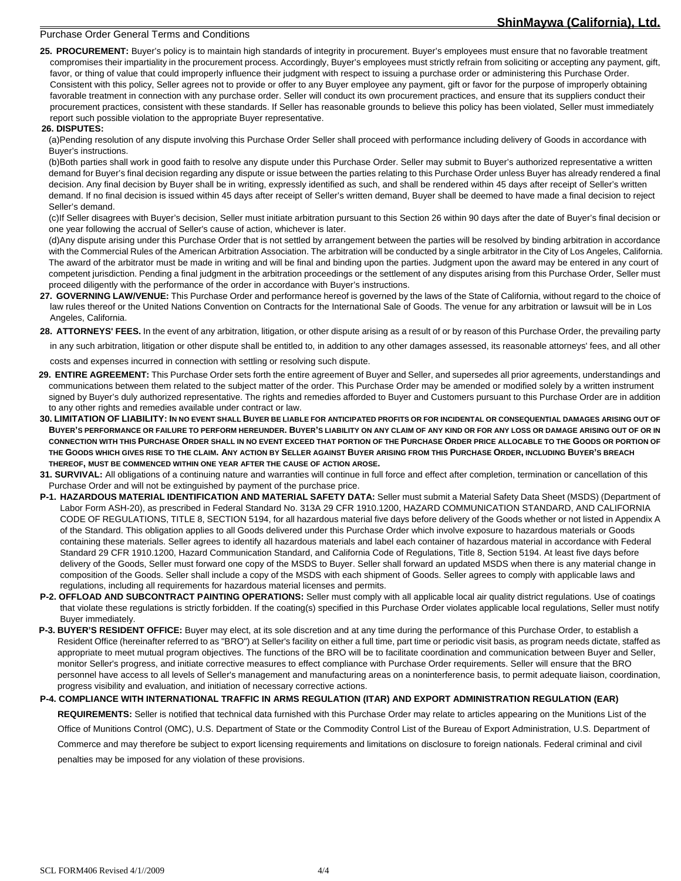Purchase Order General Terms and Conditions

**25. PROCUREMENT:** Buyer's policy is to maintain high standards of integrity in procurement. Buyer's employees must ensure that no favorable treatment compromises their impartiality in the procurement process. Accordingly, Buyer's employees must strictly refrain from soliciting or accepting any payment, gift, favor, or thing of value that could improperly influence their judgment with respect to issuing a purchase order or administering this Purchase Order. Consistent with this policy, Seller agrees not to provide or offer to any Buyer employee any payment, gift or favor for the purpose of improperly obtaining favorable treatment in connection with any purchase order. Seller will conduct its own procurement practices, and ensure that its suppliers conduct their procurement practices, consistent with these standards. If Seller has reasonable grounds to believe this policy has been violated, Seller must immediately report such possible violation to the appropriate Buyer representative.

**26. DISPUTES:**

(a)Pending resolution of any dispute involving this Purchase Order Seller shall proceed with performance including delivery of Goods in accordance with Buyer's instructions.

(b)Both parties shall work in good faith to resolve any dispute under this Purchase Order. Seller may submit to Buyer's authorized representative a written demand for Buyer's final decision regarding any dispute or issue between the parties relating to this Purchase Order unless Buyer has already rendered a final decision. Any final decision by Buyer shall be in writing, expressly identified as such, and shall be rendered within 45 days after receipt of Seller's written demand. If no final decision is issued within 45 days after receipt of Seller's written demand, Buyer shall be deemed to have made a final decision to reject Seller's demand.

(c)If Seller disagrees with Buyer's decision, Seller must initiate arbitration pursuant to this Section 26 within 90 days after the date of Buyer's final decision or one year following the accrual of Seller's cause of action, whichever is later.

(d)Any dispute arising under this Purchase Order that is not settled by arrangement between the parties will be resolved by binding arbitration in accordance with the Commercial Rules of the American Arbitration Association. The arbitration will be conducted by a single arbitrator in the City of Los Angeles, California. The award of the arbitrator must be made in writing and will be final and binding upon the parties. Judgment upon the award may be entered in any court of competent jurisdiction. Pending a final judgment in the arbitration proceedings or the settlement of any disputes arising from this Purchase Order, Seller must proceed diligently with the performance of the order in accordance with Buyer's instructions.

**27. GOVERNING LAW/VENUE:** This Purchase Order and performance hereof is governed by the laws of the State of California, without regard to the choice of law rules thereof or the United Nations Convention on Contracts for the International Sale of Goods. The venue for any arbitration or lawsuit will be in Los Angeles, California.

**28. ATTORNEYS' FEES.** In the event of any arbitration, litigation, or other dispute arising as a result of or by reason of this Purchase Order, the prevailing party in any such arbitration, litigation or other dispute shall be entitled to, in addition to any other damages assessed, its reasonable attorneys' fees, and all other costs and expenses incurred in connection with settling or resolving such dispute.

**29. ENTIRE AGREEMENT:** This Purchase Order sets forth the entire agreement of Buyer and Seller, and supersedes all prior agreements, understandings and communications between them related to the subject matter of the order. This Purchase Order may be amended or modified solely by a written instrument signed by Buyer's duly authorized representative. The rights and remedies afforded to Buyer and Customers pursuant to this Purchase Order are in addition to any other rights and remedies available under contract or law.

**30. LIMITATION OF LIABILITY: IN NO EVENT SHALL BUYER BE LIABLE FOR ANTICIPATED PROFITS OR FOR INCIDENTAL OR CONSEQUENTIAL DAMAGES ARISING OUT OF BUYER'S PERFORMANCE OR FAILURE TO PERFORM HEREUNDER. BUYER'S LIABILITY ON ANY CLAIM OF ANY KIND OR FOR ANY LOSS OR DAMAGE ARISING OUT OF OR IN CONNECTION WITH THIS PURCHASE ORDER SHALL IN NO EVENT EXCEED THAT PORTION OF THE PURCHASE ORDER PRICE ALLOCABLE TO THE GOODS OR PORTION OF THE GOODS WHICH GIVES RISE TO THE CLAIM. ANY ACTION BY SELLER AGAINST BUYER ARISING FROM THIS PURCHASE ORDER, INCLUDING BUYER'S BREACH THEREOF, MUST BE COMMENCED WITHIN ONE YEAR AFTER THE CAUSE OF ACTION AROSE.**

**31. SURVIVAL:** All obligations of a continuing nature and warranties will continue in full force and effect after completion, termination or cancellation of this Purchase Order and will not be extinguished by payment of the purchase price.

**P-1. HAZARDOUS MATERIAL IDENTIFICATION AND MATERIAL SAFETY DATA:** Seller must submit a Material Safety Data Sheet (MSDS) (Department of Labor Form ASH-20), as prescribed in Federal Standard No. 313A 29 CFR 1910.1200, HAZARD COMMUNICATION STANDARD, AND CALIFORNIA CODE OF REGULATIONS, TITLE 8, SECTION 5194, for all hazardous material five days before delivery of the Goods whether or not listed in Appendix A of the Standard. This obligation applies to all Goods delivered under this Purchase Order which involve exposure to hazardous materials or Goods containing these materials. Seller agrees to identify all hazardous materials and label each container of hazardous material in accordance with Federal Standard 29 CFR 1910.1200, Hazard Communication Standard, and California Code of Regulations, Title 8, Section 5194. At least five days before delivery of the Goods, Seller must forward one copy of the MSDS to Buyer. Seller shall forward an updated MSDS when there is any material change in composition of the Goods. Seller shall include a copy of the MSDS with each shipment of Goods. Seller agrees to comply with applicable laws and regulations, including all requirements for hazardous material licenses and permits.

**P-2. OFFLOAD AND SUBCONTRACT PAINTING OPERATIONS:** Seller must comply with all applicable local air quality district regulations. Use of coatings that violate these regulations is strictly forbidden. If the coating(s) specified in this Purchase Order violates applicable local regulations, Seller must notify Buyer immediately.

**P-3. BUYER'S RESIDENT OFFICE:** Buyer may elect, at its sole discretion and at any time during the performance of this Purchase Order, to establish a Resident Office (hereinafter referred to as "BRO") at Seller's facility on either a full time, part time or periodic visit basis, as program needs dictate, staffed as appropriate to meet mutual program objectives. The functions of the BRO will be to facilitate coordination and communication between Buyer and Seller, monitor Seller's progress, and initiate corrective measures to effect compliance with Purchase Order requirements. Seller will ensure that the BRO personnel have access to all levels of Seller's management and manufacturing areas on a noninterference basis, to permit adequate liaison, coordination, progress visibility and evaluation, and initiation of necessary corrective actions.

**P-4. COMPLIANCE WITH INTERNATIONAL TRAFFIC IN ARMS REGULATION (ITAR) AND EXPORT ADMINISTRATION REGULATION (EAR) REQUIREMENTS:** Seller is notified that technical data furnished with this Purchase Order may relate to articles appearing on the Munitions List of the Office of Munitions Control (OMC), U.S. Department of State or the Commodity Control List of the Bureau of Export Administration, U.S. Department of Commerce and may therefore be subject to export licensing requirements and limitations on disclosure to foreign nationals. Federal criminal and civil penalties may be imposed for any violation of these provisions.